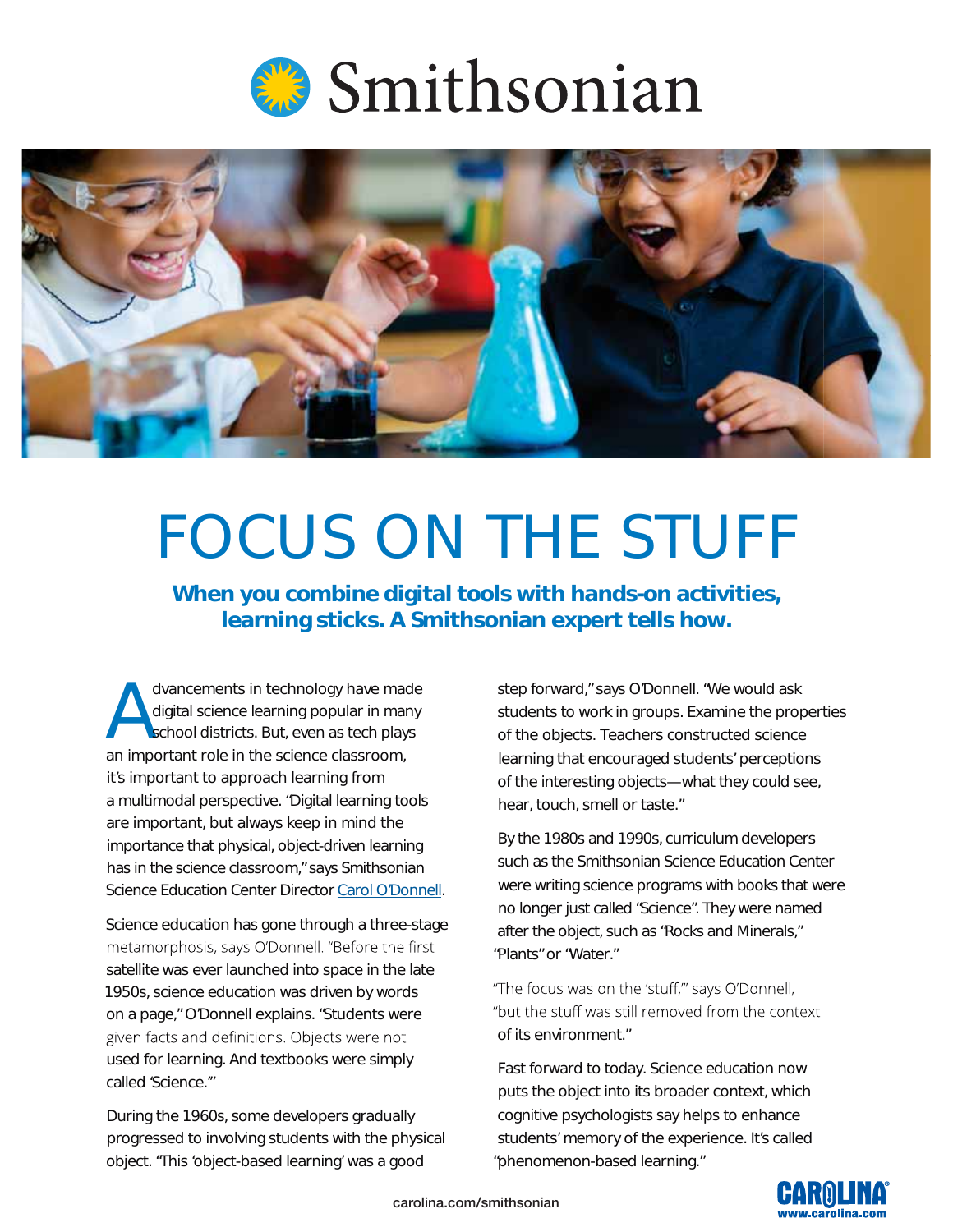# FOCUS ON THE STUFF

**When you combine digital tools with hands-on activities, learning sticks. A Smithsonian expert tells how.**

Advancements in technology have made digital science learning popular in many school districts. But, even as tech plays an important role in the science classroom, it's important to approach learning from a multimodal perspective. "Digital learning tools are important, but always keep in mind the importance that physical, object-driven learning has in the science classroom," says Smithsonian Science Education Center Director Carol O'Donnell.

Science education has gone through a three-stage metamorphosis, says O'Donnell. "Before the first satellite was ever launched into space in the late 1950s, science education was driven by words on a page," O'Donnell explains. "Students were given facts and definitions. Objects were not used for learning. And textbooks were simply called 'Science.'"

During the 1960s, some developers gradually progressed to involving students with the physical object. "This 'object-based learning' was a good step forward," says O'Donnell. "We would ask students to work in groups. Examine the properties of the objects. Teachers constructed science learning that encouraged students' perceptions of the interesting objects—what they could see, hear, touch, smell or taste."

By the 1980s and 1990s, curriculum developers such as the Smithsonian Science Education Center were writing science programs with books that were no longer just called "Science". They were named after the object, such as "Rocks and Minerals," "Plants" or "Water."

"The focus was on the 'stuff,'" says O'Donnell, "but the stuff was still removed from the context of its environment."

Fast forward to today. Science education now puts the object into its broader context, which cognitive psychologists say helps to enhance students' memory of the experience. It's called "phenomenon-based learning."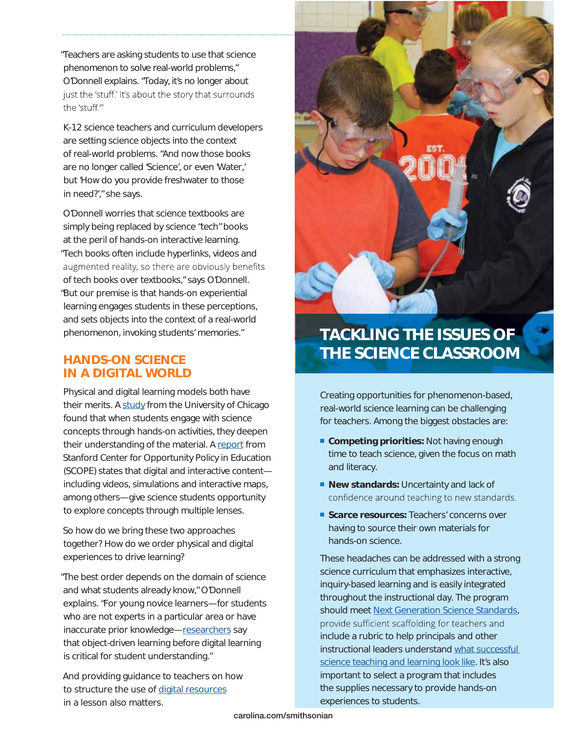"Teachers are asking students to use that science phenomenon to solve real-world problems," O'Donnell explains. "Today, it's no longer about just the 'stuff.' It's about the story that surrounds the 'stuff.'"

K-12 science teachers and curriculum developers are setting science objects into the context of real-world problems. "And now those books are no longer called 'Science', or even 'Water,' but 'How do you provide freshwater to those in need?'," she says.

O'Donnell worries that science textbooks are simply being replaced by science "tech" books at the peril of hands-on interactive learning. "Tech books often include hyperlinks, videos and augmented reality, so there are obviously benefits of tech books over textbooks," says O'Donnell. "But our premise is that hands-on experiential learning engages students in these perceptions, and sets objects into the context of a real-world phenomenon, invoking students' memories."

## HANDS-ON SCIENCE IN A DIGITAL WORLD

Physical and digital learning models both have their merits. A study from the University of Chicago found that when students engage with science concepts through hands-on activities, they deepen their understanding of the material. A report from Stanford Center for Opportunity Policy in Education (SCOPE) states that digital and interactive content—including videos, simulations and interactive maps, among others—give science students opportunity to explore concepts through multiple lenses.

So how do we bring these two approaches together? How do we order physical and digital experiences to drive learning?

"The best order depends on the domain of science and what students already know," O'Donnell explains. "For young novice learners—for students who are not experts in a particular area or have inaccurate prior knowledge—researchers say that object-driven learning before digital learning is critical for student understanding."

And providing guidance to teachers on how to structure the use of digital resources in a lesson also matters.

## TACKLING THE ISSUES OF THE SCIENCE CLASSROOM

Creating opportunities for phenomenon-based, real-world science learning can be challenging for teachers. Among the biggest obstacles are:

- **Competing priorities:** Not having enough time to teach science, given the focus on math and literacy.
- **New standards:** Uncertainty and lack of confidence around teaching to new standards.
- **Scarce resources:** Teachers' concerns over having to source their own materials for hands-on science.

These headaches can be addressed with a strong science curriculum that emphasizes interactive, inquiry-based learning and is easily integrated throughout the instructional day. The program should meet Next Generation Science Standards, provide sufficient scaffolding for teachers and include a rubric to help principals and other instructional leaders understand what successful science teaching and learning look like. It's also important to select a program that includes the supplies necessary to provide hands-on experiences to students.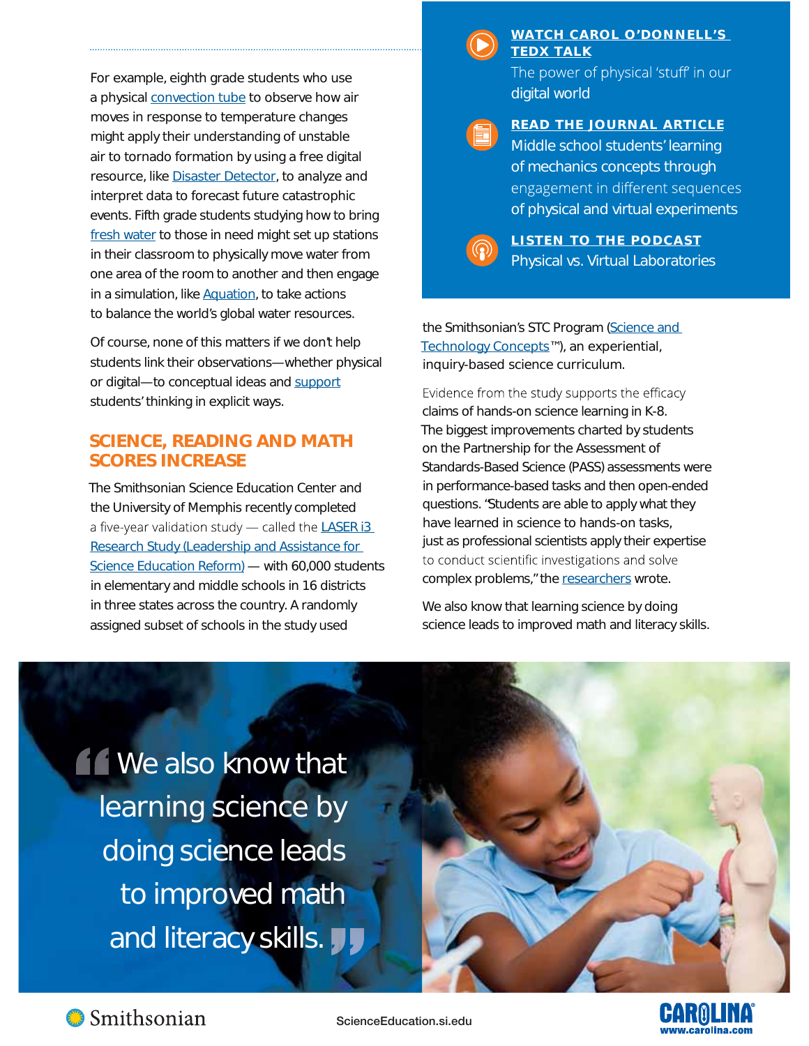For example, eighth grade students who use a physical convection tube to observe how air moves in response to temperature changes might apply their understanding of unstable air to tornado formation by using a free digital resource, like Disaster Detector, to analyze and interpret data to forecast future catastrophic events. Fifth grade students studying how to bring fresh water to those in need might set up stations in their classroom to physically move water from one area of the room to another and then engage in a simulation, like Aquation, to take actions to balance the world's global water resources.

Of course, none of this matters if we don't help students link their observations—whether physical or digital—to conceptual ideas and support students' thinking in explicit ways.

## SCIENCE, READING AND MATH SCORES INCREASE

The Smithsonian Science Education Center and the University of Memphis recently completed a five-year validation study — called the LASER i3 Research Study (Leadership and Assistance for Science Education Reform) — with 60,000 students in elementary and middle schools in 16 districts in three states across the country. A randomly assigned subset of schools in the study used the Smithsonian's STC Program (Science and Technology Concepts™), an experiential, inquiry-based science curriculum.

Evidence from the study supports the efficacy claims of hands-on science learning in K-8. The biggest improvements charted by students on the Partnership for the Assessment of Standards-Based Science (PASS) assessments were in performance-based tasks and then open-ended questions. "Students are able to apply what they have learned in science to hands-on tasks, just as professional scientists apply their expertise to conduct scientific investigations and solve complex problems," the researchers wrote.

We also know that learning science by doing science leads to improved math and literacy skills.

**WATCH CAROL O'DONNELL'S TEDX TALK**
The power of physical 'stuff' in our digital world

**READ THE JOURNAL ARTICLE**
Middle school students' learning of mechanics concepts through engagement in different sequences of physical and virtual experiments

**LISTEN TO THE PODCAST**
Physical vs. Virtual Laboratories

> "We also know that learning science by doing science leads to improved math and literacy skills."

ScienceEducation.si.edu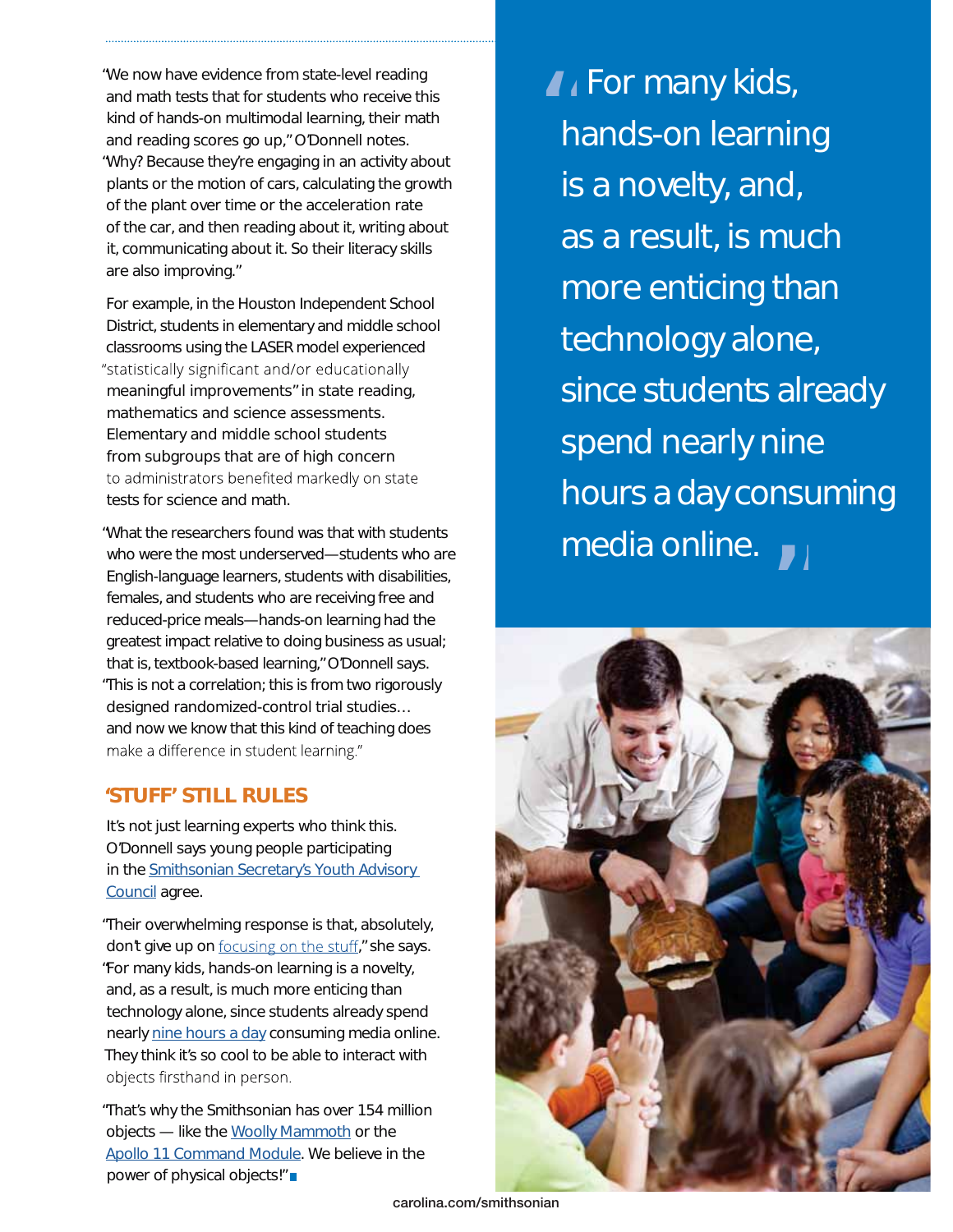"We now have evidence from state-level reading and math tests that for students who receive this kind of hands-on multimodal learning, their math and reading scores go up," O'Donnell notes. "Why? Because they're engaging in an activity about plants or the motion of cars, calculating the growth of the plant over time or the acceleration rate of the car, and then reading about it, writing about it, communicating about it. So their literacy skills are also improving."

For example, in the Houston Independent School District, students in elementary and middle school classrooms using the LASER model experienced "statistically significant and/or educationally meaningful improvements" in state reading, mathematics and science assessments. Elementary and middle school students from subgroups that are of high concern to administrators benefited markedly on state tests for science and math.

"What the researchers found was that with students who were the most underserved—students who are English-language learners, students with disabilities, females, and students who are receiving free and reduced-price meals—hands-on learning had the greatest impact relative to doing business as usual; that is, textbook-based learning," O'Donnell says. "This is not a correlation; this is from two rigorously designed randomized-control trial studies… and now we know that this kind of teaching does make a difference in student learning."

## 'STUFF' STILL RULES

It's not just learning experts who think this. O'Donnell says young people participating in the Smithsonian Secretary's Youth Advisory Council agree.

"Their overwhelming response is that, absolutely, don't give up on focusing on the stuff," she says. "For many kids, hands-on learning is a novelty, and, as a result, is much more enticing than technology alone, since students already spend nearly nine hours a day consuming media online. They think it's so cool to be able to interact with objects firsthand in person.

"That's why the Smithsonian has over 154 million objects — like the Woolly Mammoth or the Apollo 11 Command Module. We believe in the power of physical objects!"

> "For many kids, hands-on learning is a novelty, and, as a result, is much more enticing than technology alone, since students already spend nearly nine hours a day consuming media online."

carolina.com/smithsonian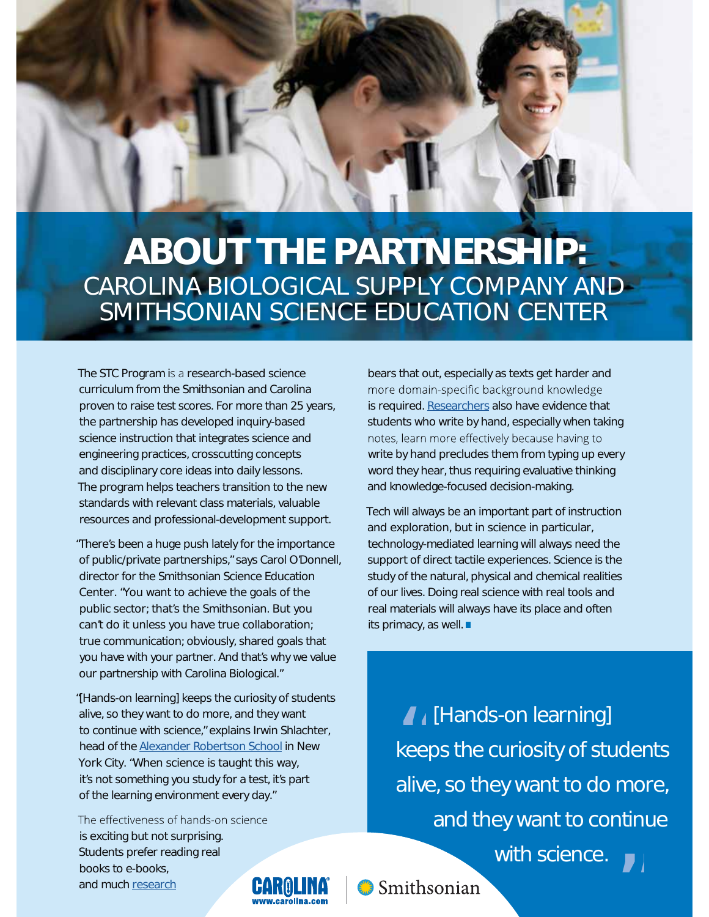# ABOUT THE PARTNERSHIP:

## CAROLINA BIOLOGICAL SUPPLY COMPANY AND SMITHSONIAN SCIENCE EDUCATION CENTER

The STC Program is a research-based science curriculum from the Smithsonian and Carolina proven to raise test scores. For more than 25 years, the partnership has developed inquiry-based science instruction that integrates science and engineering practices, crosscutting concepts and disciplinary core ideas into daily lessons. The program helps teachers transition to the new standards with relevant class materials, valuable resources and professional-development support.

"There's been a huge push lately for the importance of public/private partnerships," says Carol O'Donnell, director for the Smithsonian Science Education Center. "You want to achieve the goals of the public sector; that's the Smithsonian. But you can't do it unless you have true collaboration; true communication; obviously, shared goals that you have with your partner. And that's why we value our partnership with Carolina Biological."

"[Hands-on learning] keeps the curiosity of students alive, so they want to do more, and they want to continue with science," explains Irwin Shlachter, head of the Alexander Robertson School in New York City. "When science is taught this way, it's not something you study for a test, it's part of the learning environment every day."

The effectiveness of hands-on science is exciting but not surprising. Students prefer reading real books to e-books, and much research bears that out, especially as texts get harder and more domain-specific background knowledge is required. Researchers also have evidence that students who write by hand, especially when taking notes, learn more effectively because having to write by hand precludes them from typing up every word they hear, thus requiring evaluative thinking and knowledge-focused decision-making.

Tech will always be an important part of instruction and exploration, but in science in particular, technology-mediated learning will always need the support of direct tactile experiences. Science is the study of the natural, physical and chemical realities of our lives. Doing real science with real tools and real materials will always have its place and often its primacy, as well. ■

> "[Hands-on learning] keeps the curiosity of students alive, so they want to do more, and they want to continue with science."

CAROLINA www.carolina.com | Smithsonian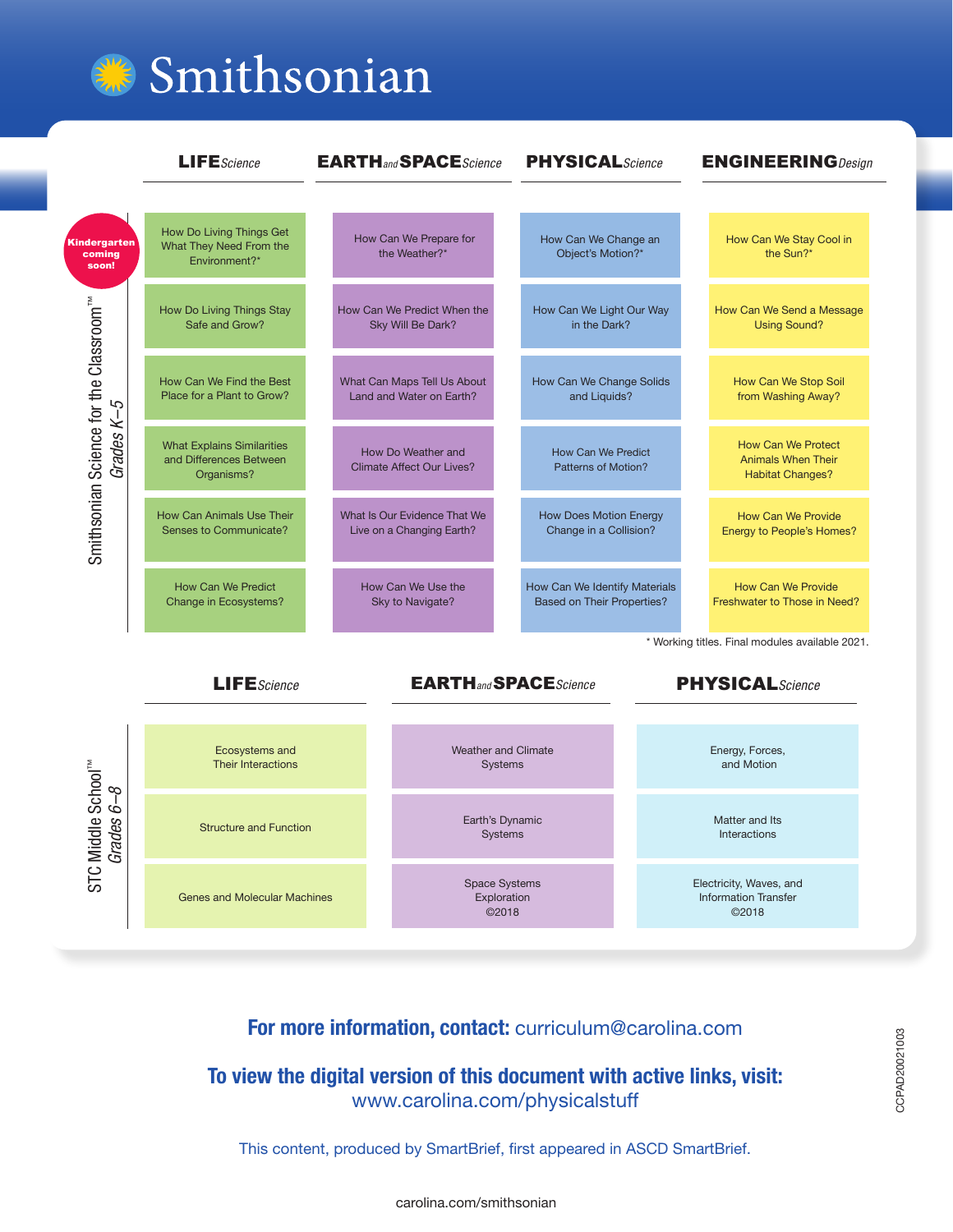# Smithsonian

## Smithsonian Science for the Classroom™ *Grades K–5*

**Kindergarten coming soon!**

| **LIFE** *Science* | **EARTH** *and* **SPACE** *Science* | **PHYSICAL** *Science* | **ENGINEERING** *Design* |
|---|---|---|---|
| How Do Living Things Get What They Need From the Environment?* | How Can We Prepare for the Weather?* | How Can We Change an Object's Motion?* | How Can We Stay Cool in the Sun?* |
| How Do Living Things Stay Safe and Grow? | How Can We Predict When the Sky Will Be Dark? | How Can We Light Our Way in the Dark? | How Can We Send a Message Using Sound? |
| How Can We Find the Best Place for a Plant to Grow? | What Can Maps Tell Us About Land and Water on Earth? | How Can We Change Solids and Liquids? | How Can We Stop Soil from Washing Away? |
| What Explains Similarities and Differences Between Organisms? | How Do Weather and Climate Affect Our Lives? | How Can We Predict Patterns of Motion? | How Can We Protect Animals When Their Habitat Changes? |
| How Can Animals Use Their Senses to Communicate? | What Is Our Evidence That We Live on a Changing Earth? | How Does Motion Energy Change in a Collision? | How Can We Provide Energy to People's Homes? |
| How Can We Predict Change in Ecosystems? | How Can We Use the Sky to Navigate? | How Can We Identify Materials Based on Their Properties? | How Can We Provide Freshwater to Those in Need? |

\* Working titles. Final modules available 2021.

## STC Middle School™ *Grades 6–8*

| **LIFE** *Science* | **EARTH** *and* **SPACE** *Science* | **PHYSICAL** *Science* |
|---|---|---|
| Ecosystems and Their Interactions | Weather and Climate Systems | Energy, Forces, and Motion |
| Structure and Function | Earth's Dynamic Systems | Matter and Its Interactions |
| Genes and Molecular Machines | Space Systems Exploration ©2018 | Electricity, Waves, and Information Transfer ©2018 |

**For more information, contact:** curriculum@carolina.com

**To view the digital version of this document with active links, visit:**
www.carolina.com/physicalstuff

This content, produced by SmartBrief, first appeared in ASCD SmartBrief.

carolina.com/smithsonian

CCPAD20021003